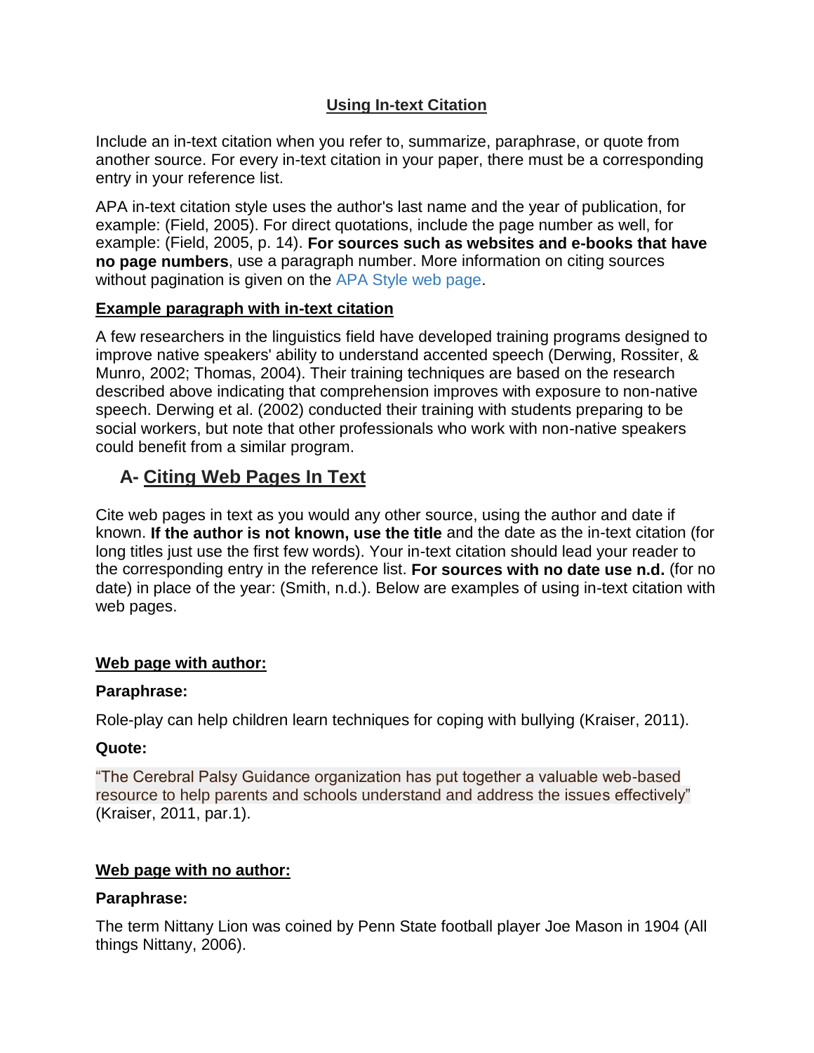## Using In-text Citation

Include an in-text citation when you refer to, summarize, paraphrase, or quote from another source. For every in-text citation in your paper, there must be a corresponding entry in your reference list.

APA in-text citation style uses the author's last name and the year of publication, for example: (Field, 2005). For direct quotations, include the page number as well, for example: (Field, 2005, p. 14). **For sources such as websites and e-books that have no page numbers**, use a paragraph number. More information on citing sources without pagination is given on the APA Style web page.

**Example paragraph with in-text citation**

A few researchers in the linguistics field have developed training programs designed to improve native speakers' ability to understand accented speech (Derwing, Rossiter, & Munro, 2002; Thomas, 2004). Their training techniques are based on the research described above indicating that comprehension improves with exposure to non-native speech. Derwing et al. (2002) conducted their training with students preparing to be social workers, but note that other professionals who work with non-native speakers could benefit from a similar program.

## A- Citing Web Pages In Text

Cite web pages in text as you would any other source, using the author and date if known. **If the author is not known, use the title** and the date as the in-text citation (for long titles just use the first few words). Your in-text citation should lead your reader to the corresponding entry in the reference list. **For sources with no date use n.d.** (for no date) in place of the year: (Smith, n.d.). Below are examples of using in-text citation with web pages.

**Web page with author:**

**Paraphrase:**

Role-play can help children learn techniques for coping with bullying (Kraiser, 2011).

**Quote:**

"The Cerebral Palsy Guidance organization has put together a valuable web-based resource to help parents and schools understand and address the issues effectively" (Kraiser, 2011, par.1).

**Web page with no author:**

**Paraphrase:**

The term Nittany Lion was coined by Penn State football player Joe Mason in 1904 (All things Nittany, 2006).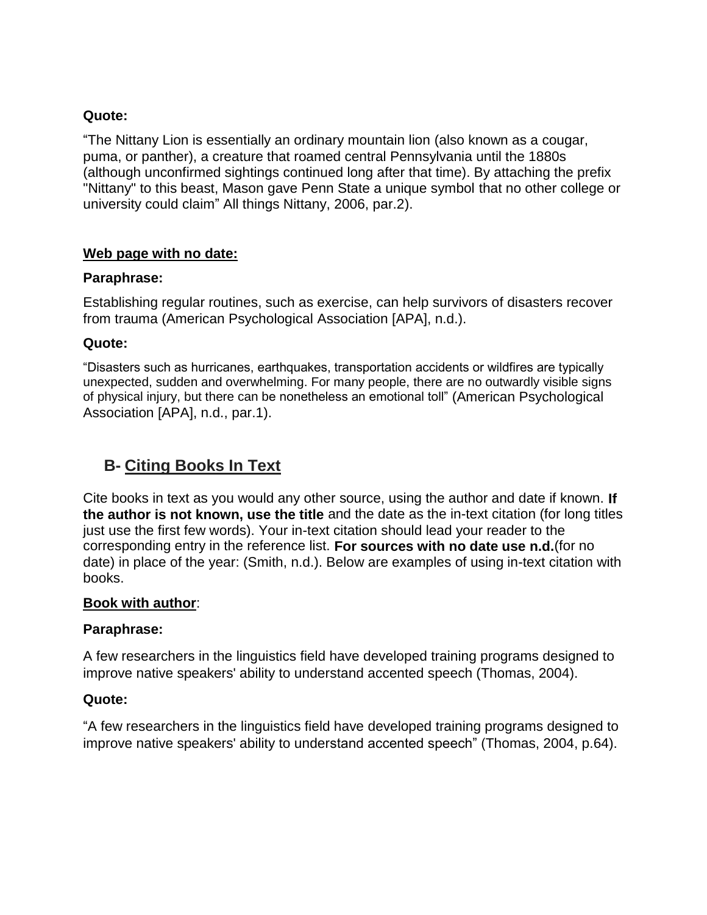**Quote:**

"The Nittany Lion is essentially an ordinary mountain lion (also known as a cougar, puma, or panther), a creature that roamed central Pennsylvania until the 1880s (although unconfirmed sightings continued long after that time). By attaching the prefix "Nittany" to this beast, Mason gave Penn State a unique symbol that no other college or university could claim" All things Nittany, 2006, par.2).

**Web page with no date:**

**Paraphrase:**

Establishing regular routines, such as exercise, can help survivors of disasters recover from trauma (American Psychological Association [APA], n.d.).

**Quote:**

"Disasters such as hurricanes, earthquakes, transportation accidents or wildfires are typically unexpected, sudden and overwhelming. For many people, there are no outwardly visible signs of physical injury, but there can be nonetheless an emotional toll" (American Psychological Association [APA], n.d., par.1).

## B- Citing Books In Text

Cite books in text as you would any other source, using the author and date if known. **If the author is not known, use the title** and the date as the in-text citation (for long titles just use the first few words). Your in-text citation should lead your reader to the corresponding entry in the reference list. **For sources with no date use n.d.**(for no date) in place of the year: (Smith, n.d.). Below are examples of using in-text citation with books.

**Book with author**:

**Paraphrase:**

A few researchers in the linguistics field have developed training programs designed to improve native speakers' ability to understand accented speech (Thomas, 2004).

**Quote:**

"A few researchers in the linguistics field have developed training programs designed to improve native speakers' ability to understand accented speech" (Thomas, 2004, p.64).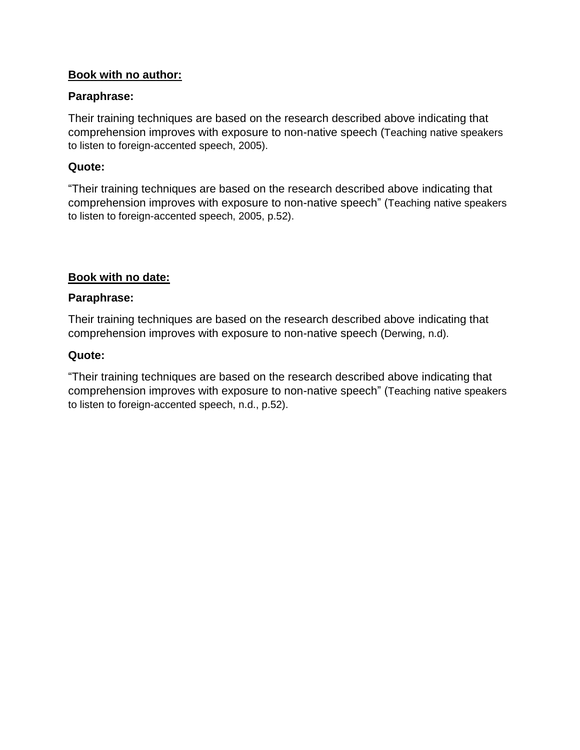**Book with no author:**

**Paraphrase:**

Their training techniques are based on the research described above indicating that comprehension improves with exposure to non-native speech (Teaching native speakers to listen to foreign-accented speech, 2005).

**Quote:**

“Their training techniques are based on the research described above indicating that comprehension improves with exposure to non-native speech” (Teaching native speakers to listen to foreign-accented speech, 2005, p.52).

**Book with no date:**

**Paraphrase:**

Their training techniques are based on the research described above indicating that comprehension improves with exposure to non-native speech (Derwing, n.d).

**Quote:**

“Their training techniques are based on the research described above indicating that comprehension improves with exposure to non-native speech” (Teaching native speakers to listen to foreign-accented speech, n.d., p.52).